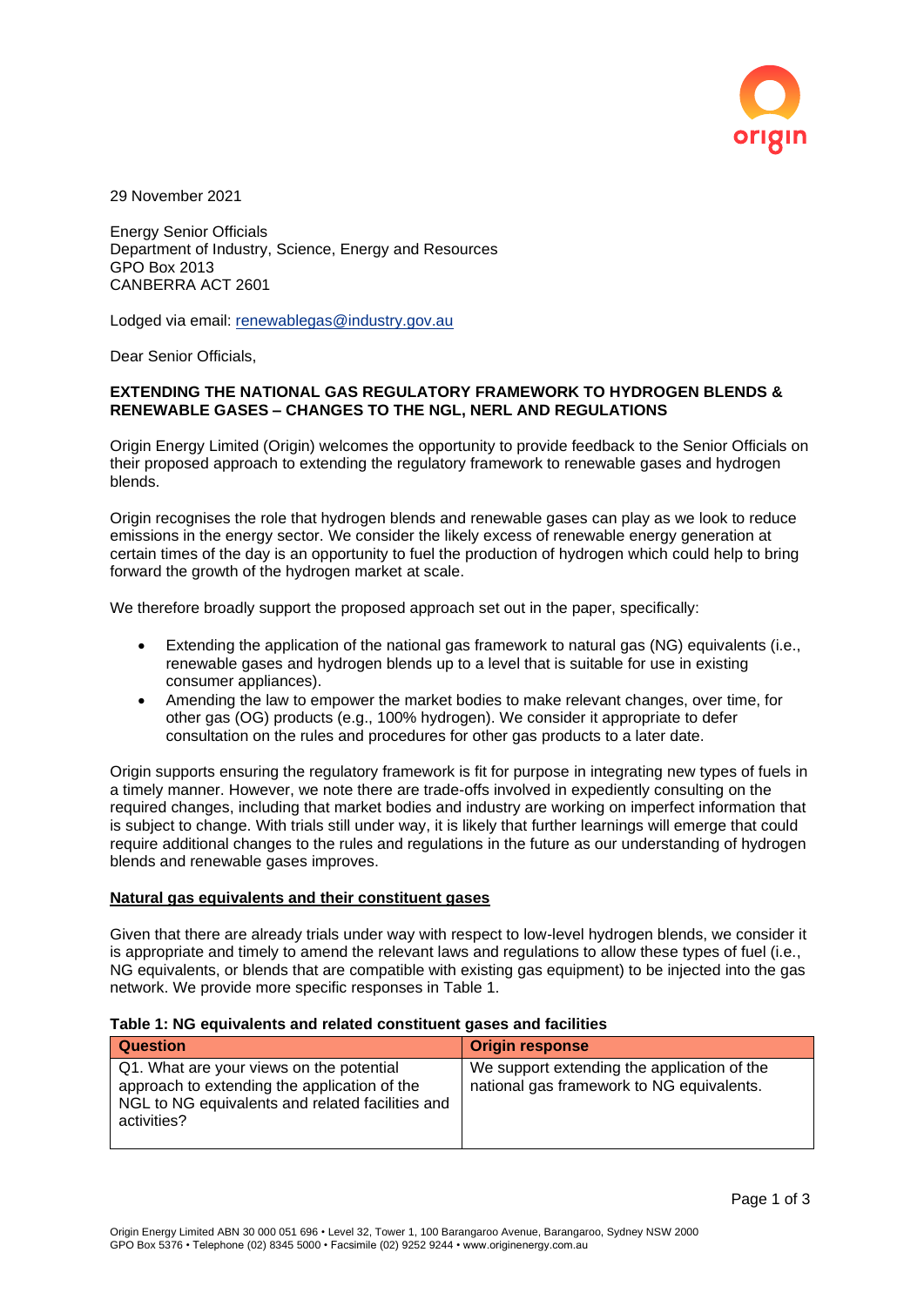29 November 2021

Energy Senior Officials
Department of Industry, Science, Energy and Resources
GPO Box 2013
CANBERRA ACT 2601

Lodged via email: renewablegas@industry.gov.au

Dear Senior Officials,

**EXTENDING THE NATIONAL GAS REGULATORY FRAMEWORK TO HYDROGEN BLENDS & RENEWABLE GASES – CHANGES TO THE NGL, NERL AND REGULATIONS**

Origin Energy Limited (Origin) welcomes the opportunity to provide feedback to the Senior Officials on their proposed approach to extending the regulatory framework to renewable gases and hydrogen blends.

Origin recognises the role that hydrogen blends and renewable gases can play as we look to reduce emissions in the energy sector. We consider the likely excess of renewable energy generation at certain times of the day is an opportunity to fuel the production of hydrogen which could help to bring forward the growth of the hydrogen market at scale.

We therefore broadly support the proposed approach set out in the paper, specifically:

- Extending the application of the national gas framework to natural gas (NG) equivalents (i.e., renewable gases and hydrogen blends up to a level that is suitable for use in existing consumer appliances).
- Amending the law to empower the market bodies to make relevant changes, over time, for other gas (OG) products (e.g., 100% hydrogen). We consider it appropriate to defer consultation on the rules and procedures for other gas products to a later date.

Origin supports ensuring the regulatory framework is fit for purpose in integrating new types of fuels in a timely manner. However, we note there are trade-offs involved in expediently consulting on the required changes, including that market bodies and industry are working on imperfect information that is subject to change. With trials still under way, it is likely that further learnings will emerge that could require additional changes to the rules and regulations in the future as our understanding of hydrogen blends and renewable gases improves.

**Natural gas equivalents and their constituent gases**

Given that there are already trials under way with respect to low-level hydrogen blends, we consider it is appropriate and timely to amend the relevant laws and regulations to allow these types of fuel (i.e., NG equivalents, or blends that are compatible with existing gas equipment) to be injected into the gas network. We provide more specific responses in Table 1.

**Table 1: NG equivalents and related constituent gases and facilities**

| Question | Origin response |
|---|---|
| Q1. What are your views on the potential approach to extending the application of the NGL to NG equivalents and related facilities and activities? | We support extending the application of the national gas framework to NG equivalents. |

Origin Energy Limited ABN 30 000 051 696 • Level 32, Tower 1, 100 Barangaroo Avenue, Barangaroo, Sydney NSW 2000
GPO Box 5376 • Telephone (02) 8345 5000 • Facsimile (02) 9252 9244 • www.originenergy.com.au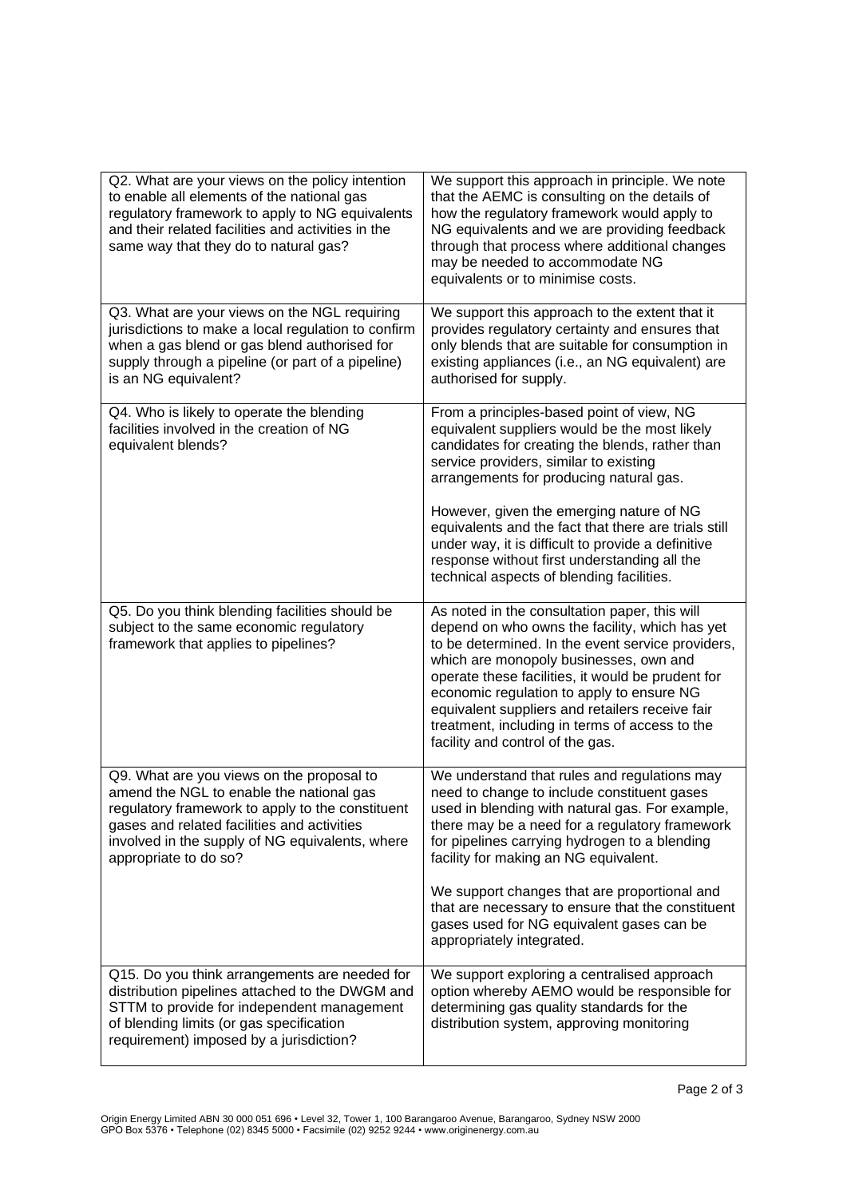| | |
|---|---|
| Q2. What are your views on the policy intention to enable all elements of the national gas regulatory framework to apply to NG equivalents and their related facilities and activities in the same way that they do to natural gas? | We support this approach in principle. We note that the AEMC is consulting on the details of how the regulatory framework would apply to NG equivalents and we are providing feedback through that process where additional changes may be needed to accommodate NG equivalents or to minimise costs. |
| Q3. What are your views on the NGL requiring jurisdictions to make a local regulation to confirm when a gas blend or gas blend authorised for supply through a pipeline (or part of a pipeline) is an NG equivalent? | We support this approach to the extent that it provides regulatory certainty and ensures that only blends that are suitable for consumption in existing appliances (i.e., an NG equivalent) are authorised for supply. |
| Q4. Who is likely to operate the blending facilities involved in the creation of NG equivalent blends? | From a principles-based point of view, NG equivalent suppliers would be the most likely candidates for creating the blends, rather than service providers, similar to existing arrangements for producing natural gas.<br><br>However, given the emerging nature of NG equivalents and the fact that there are trials still under way, it is difficult to provide a definitive response without first understanding all the technical aspects of blending facilities. |
| Q5. Do you think blending facilities should be subject to the same economic regulatory framework that applies to pipelines? | As noted in the consultation paper, this will depend on who owns the facility, which has yet to be determined. In the event service providers, which are monopoly businesses, own and operate these facilities, it would be prudent for economic regulation to apply to ensure NG equivalent suppliers and retailers receive fair treatment, including in terms of access to the facility and control of the gas. |
| Q9. What are you views on the proposal to amend the NGL to enable the national gas regulatory framework to apply to the constituent gases and related facilities and activities involved in the supply of NG equivalents, where appropriate to do so? | We understand that rules and regulations may need to change to include constituent gases used in blending with natural gas. For example, there may be a need for a regulatory framework for pipelines carrying hydrogen to a blending facility for making an NG equivalent.<br><br>We support changes that are proportional and that are necessary to ensure that the constituent gases used for NG equivalent gases can be appropriately integrated. |
| Q15. Do you think arrangements are needed for distribution pipelines attached to the DWGM and STTM to provide for independent management of blending limits (or gas specification requirement) imposed by a jurisdiction? | We support exploring a centralised approach option whereby AEMO would be responsible for determining gas quality standards for the distribution system, approving monitoring |

Origin Energy Limited ABN 30 000 051 696 • Level 32, Tower 1, 100 Barangaroo Avenue, Barangaroo, Sydney NSW 2000
GPO Box 5376 • Telephone (02) 8345 5000 • Facsimile (02) 9252 9244 • www.originenergy.com.au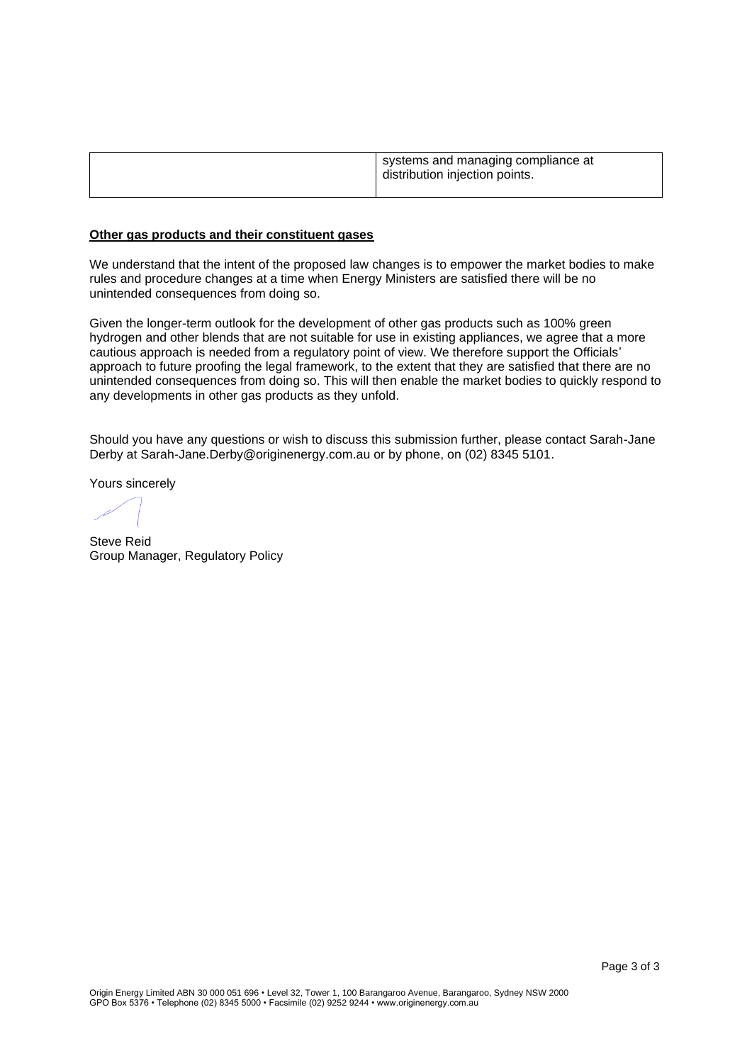| | |
|---|---|
| | systems and managing compliance at distribution injection points. |

**Other gas products and their constituent gases**

We understand that the intent of the proposed law changes is to empower the market bodies to make rules and procedure changes at a time when Energy Ministers are satisfied there will be no unintended consequences from doing so.

Given the longer-term outlook for the development of other gas products such as 100% green hydrogen and other blends that are not suitable for use in existing appliances, we agree that a more cautious approach is needed from a regulatory point of view. We therefore support the Officials' approach to future proofing the legal framework, to the extent that they are satisfied that there are no unintended consequences from doing so. This will then enable the market bodies to quickly respond to any developments in other gas products as they unfold.

Should you have any questions or wish to discuss this submission further, please contact Sarah-Jane Derby at Sarah-Jane.Derby@originenergy.com.au or by phone, on (02) 8345 5101.

Yours sincerely

Steve Reid
Group Manager, Regulatory Policy

Origin Energy Limited ABN 30 000 051 696 • Level 32, Tower 1, 100 Barangaroo Avenue, Barangaroo, Sydney NSW 2000
GPO Box 5376 • Telephone (02) 8345 5000 • Facsimile (02) 9252 9244 • www.originenergy.com.au